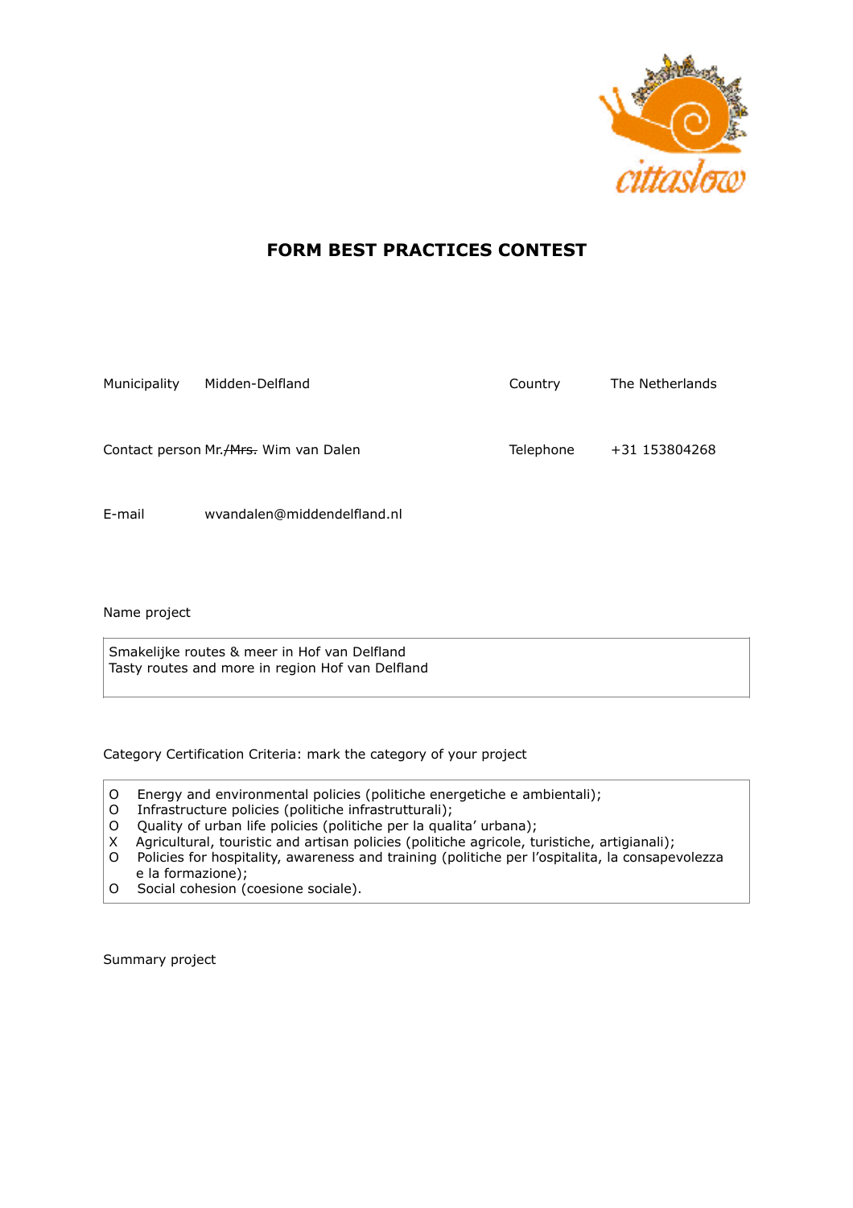# FORM BEST PRACTICES CONTEST

| | | | |
|---|---|---|---|
| Municipality | Midden-Delfland | Country | The Netherlands |
| Contact person | Mr.~~/Mrs.~~ Wim van Dalen | Telephone | +31 153804268 |
| E-mail | wvandalen@middendelfland.nl | | |

Name project

Smakelijke routes & meer in Hof van Delfland
Tasty routes and more in region Hof van Delfland

Category Certification Criteria: mark the category of your project

O Energy and environmental policies (politiche energetiche e ambientali);
O Infrastructure policies (politiche infrastrutturali);
O Quality of urban life policies (politiche per la qualita' urbana);
X Agricultural, touristic and artisan policies (politiche agricole, turistiche, artigianali);
O Policies for hospitality, awareness and training (politiche per l'ospitalita, la consapevolezza e la formazione);
O Social cohesion (coesione sociale).

Summary project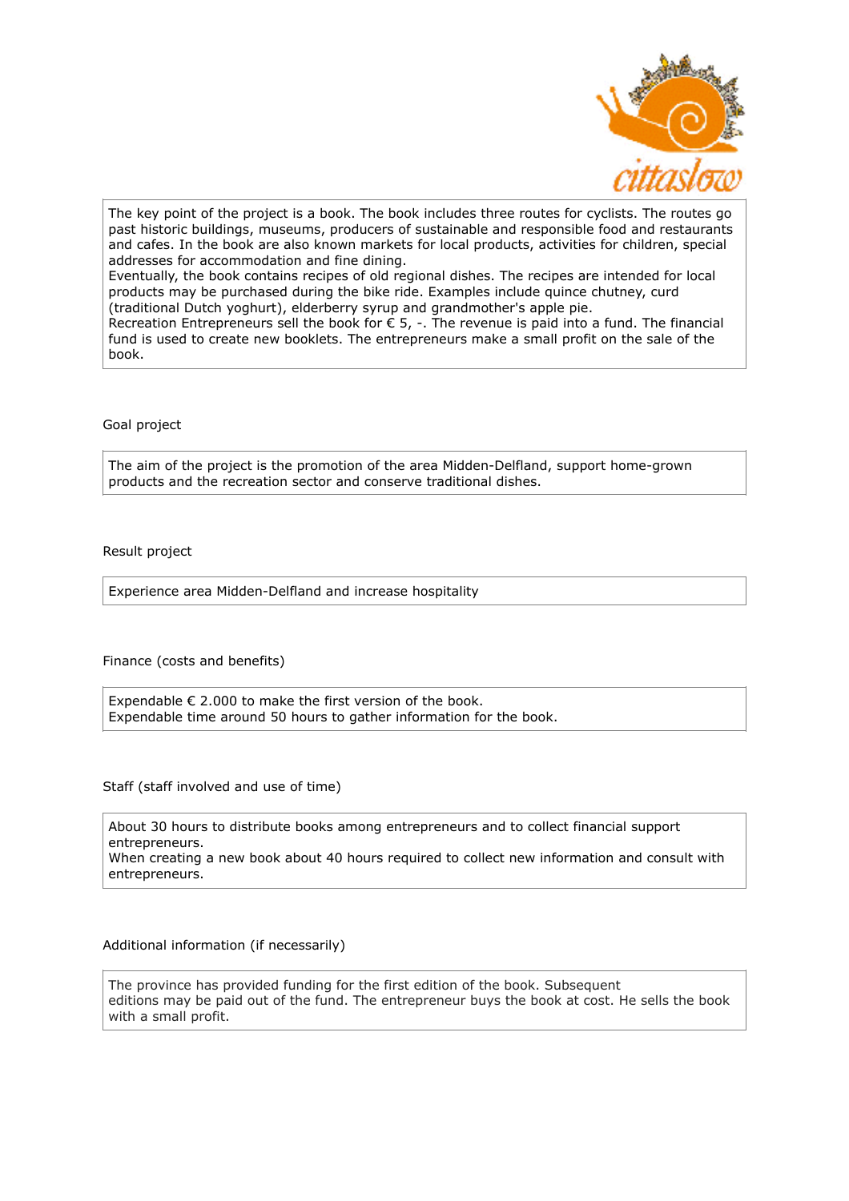The key point of the project is a book. The book includes three routes for cyclists. The routes go past historic buildings, museums, producers of sustainable and responsible food and restaurants and cafes. In the book are also known markets for local products, activities for children, special addresses for accommodation and fine dining.
Eventually, the book contains recipes of old regional dishes. The recipes are intended for local products may be purchased during the bike ride. Examples include quince chutney, curd (traditional Dutch yoghurt), elderberry syrup and grandmother's apple pie.
Recreation Entrepreneurs sell the book for € 5, -. The revenue is paid into a fund. The financial fund is used to create new booklets. The entrepreneurs make a small profit on the sale of the book.

Goal project

The aim of the project is the promotion of the area Midden-Delfland, support home-grown products and the recreation sector and conserve traditional dishes.

Result project

Experience area Midden-Delfland and increase hospitality

Finance (costs and benefits)

Expendable € 2.000 to make the first version of the book.
Expendable time around 50 hours to gather information for the book.

Staff (staff involved and use of time)

About 30 hours to distribute books among entrepreneurs and to collect financial support entrepreneurs.
When creating a new book about 40 hours required to collect new information and consult with entrepreneurs.

Additional information (if necessarily)

The province has provided funding for the first edition of the book. Subsequent editions may be paid out of the fund. The entrepreneur buys the book at cost. He sells the book with a small profit.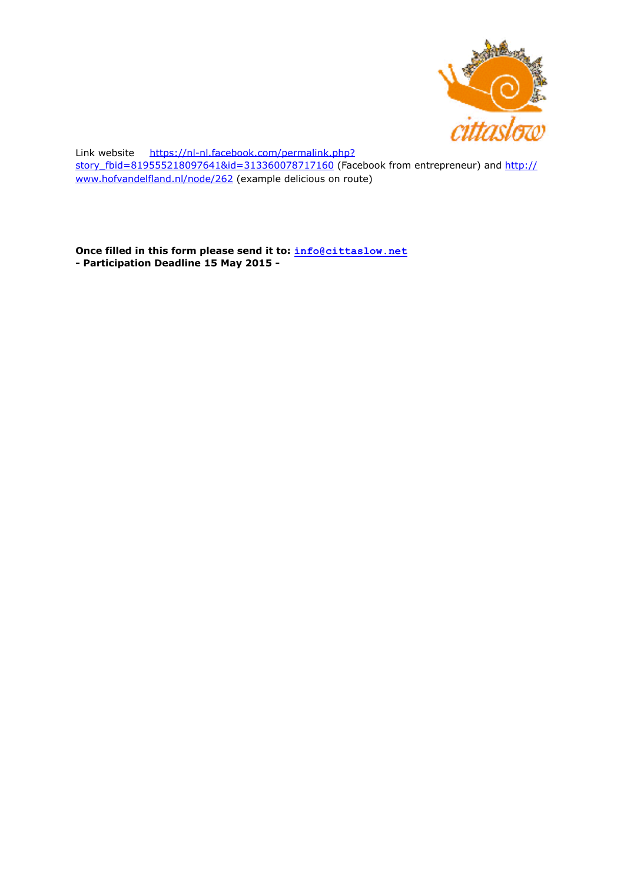Link website https://nl-nl.facebook.com/permalink.php?story_fbid=819555218097641&id=313360078717160 (Facebook from entrepreneur) and http://www.hofvandelfland.nl/node/262 (example delicious on route)

**Once filled in this form please send it to: info@cittaslow.net**
**- Participation Deadline 15 May 2015 -**